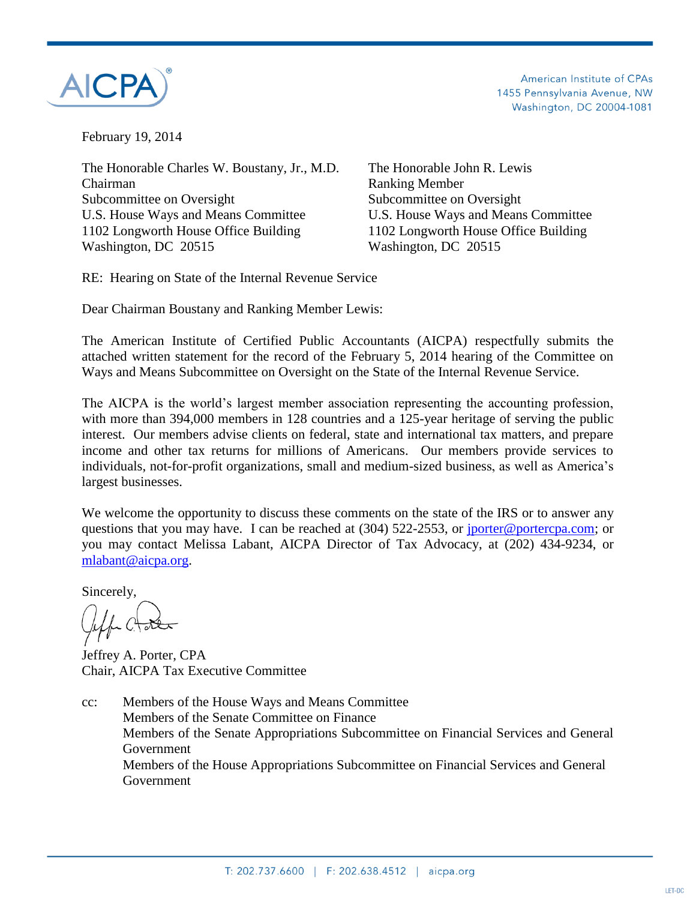AICPA

American Institute of CPAs
1455 Pennsylvania Avenue, NW
Washington, DC 20004-1081

February 19, 2014

The Honorable Charles W. Boustany, Jr., M.D.
Chairman
Subcommittee on Oversight
U.S. House Ways and Means Committee
1102 Longworth House Office Building
Washington, DC 20515

The Honorable John R. Lewis
Ranking Member
Subcommittee on Oversight
U.S. House Ways and Means Committee
1102 Longworth House Office Building
Washington, DC 20515

RE: Hearing on State of the Internal Revenue Service

Dear Chairman Boustany and Ranking Member Lewis:

The American Institute of Certified Public Accountants (AICPA) respectfully submits the attached written statement for the record of the February 5, 2014 hearing of the Committee on Ways and Means Subcommittee on Oversight on the State of the Internal Revenue Service.

The AICPA is the world's largest member association representing the accounting profession, with more than 394,000 members in 128 countries and a 125-year heritage of serving the public interest. Our members advise clients on federal, state and international tax matters, and prepare income and other tax returns for millions of Americans. Our members provide services to individuals, not-for-profit organizations, small and medium-sized business, as well as America's largest businesses.

We welcome the opportunity to discuss these comments on the state of the IRS or to answer any questions that you may have. I can be reached at (304) 522-2553, or jporter@portercpa.com; or you may contact Melissa Labant, AICPA Director of Tax Advocacy, at (202) 434-9234, or mlabant@aicpa.org.

Sincerely,

Jeffrey A. Porter, CPA
Chair, AICPA Tax Executive Committee

cc: Members of the House Ways and Means Committee
Members of the Senate Committee on Finance
Members of the Senate Appropriations Subcommittee on Financial Services and General Government
Members of the House Appropriations Subcommittee on Financial Services and General Government

T: 202.737.6600 | F: 202.638.4512 | aicpa.org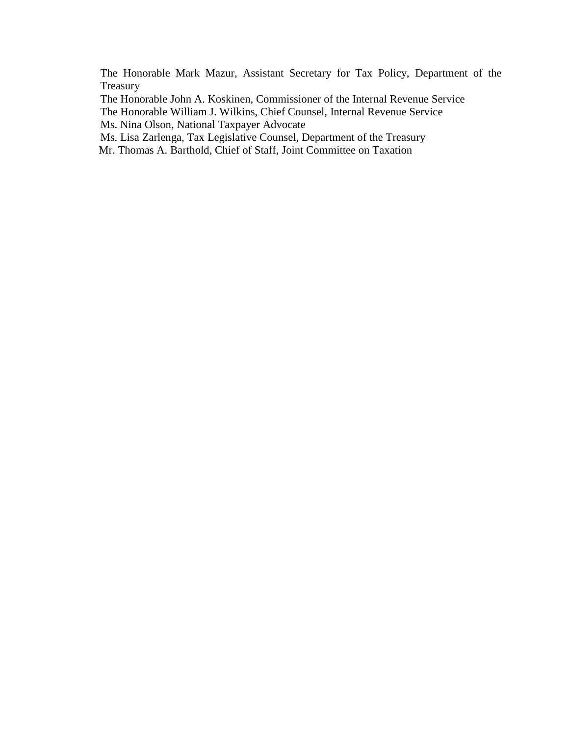The Honorable Mark Mazur, Assistant Secretary for Tax Policy, Department of the Treasury

The Honorable John A. Koskinen, Commissioner of the Internal Revenue Service

The Honorable William J. Wilkins, Chief Counsel, Internal Revenue Service

Ms. Nina Olson, National Taxpayer Advocate

Ms. Lisa Zarlenga, Tax Legislative Counsel, Department of the Treasury

Mr. Thomas A. Barthold, Chief of Staff, Joint Committee on Taxation